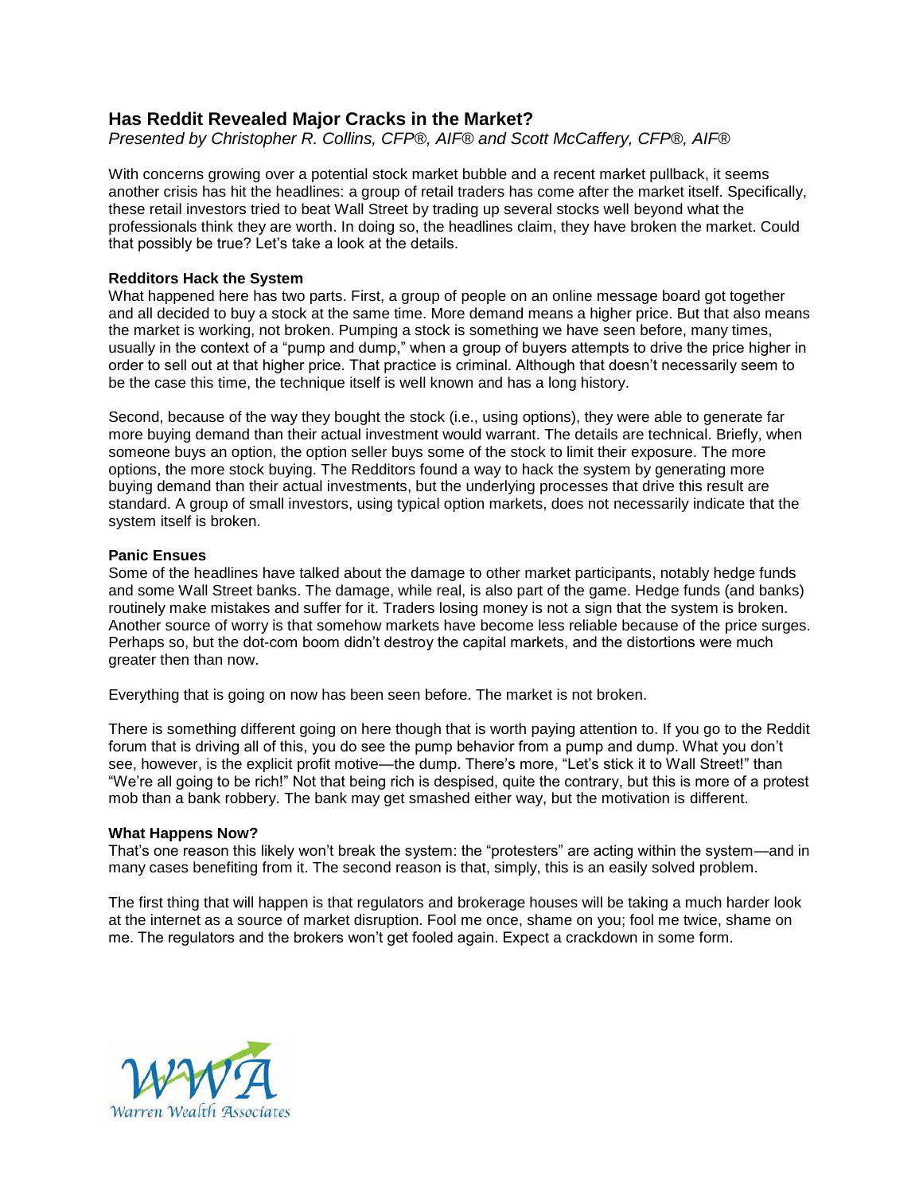# Has Reddit Revealed Major Cracks in the Market?

*Presented by Christopher R. Collins, CFP®, AIF® and Scott McCaffery, CFP®, AIF®*

With concerns growing over a potential stock market bubble and a recent market pullback, it seems another crisis has hit the headlines: a group of retail traders has come after the market itself. Specifically, these retail investors tried to beat Wall Street by trading up several stocks well beyond what the professionals think they are worth. In doing so, the headlines claim, they have broken the market. Could that possibly be true? Let's take a look at the details.

**Redditors Hack the System**

What happened here has two parts. First, a group of people on an online message board got together and all decided to buy a stock at the same time. More demand means a higher price. But that also means the market is working, not broken. Pumping a stock is something we have seen before, many times, usually in the context of a "pump and dump," when a group of buyers attempts to drive the price higher in order to sell out at that higher price. That practice is criminal. Although that doesn't necessarily seem to be the case this time, the technique itself is well known and has a long history.

Second, because of the way they bought the stock (i.e., using options), they were able to generate far more buying demand than their actual investment would warrant. The details are technical. Briefly, when someone buys an option, the option seller buys some of the stock to limit their exposure. The more options, the more stock buying. The Redditors found a way to hack the system by generating more buying demand than their actual investments, but the underlying processes that drive this result are standard. A group of small investors, using typical option markets, does not necessarily indicate that the system itself is broken.

**Panic Ensues**

Some of the headlines have talked about the damage to other market participants, notably hedge funds and some Wall Street banks. The damage, while real, is also part of the game. Hedge funds (and banks) routinely make mistakes and suffer for it. Traders losing money is not a sign that the system is broken. Another source of worry is that somehow markets have become less reliable because of the price surges. Perhaps so, but the dot-com boom didn't destroy the capital markets, and the distortions were much greater then than now.

Everything that is going on now has been seen before. The market is not broken.

There is something different going on here though that is worth paying attention to. If you go to the Reddit forum that is driving all of this, you do see the pump behavior from a pump and dump. What you don't see, however, is the explicit profit motive—the dump. There's more, "Let's stick it to Wall Street!" than "We're all going to be rich!" Not that being rich is despised, quite the contrary, but this is more of a protest mob than a bank robbery. The bank may get smashed either way, but the motivation is different.

**What Happens Now?**

That's one reason this likely won't break the system: the "protesters" are acting within the system—and in many cases benefiting from it. The second reason is that, simply, this is an easily solved problem.

The first thing that will happen is that regulators and brokerage houses will be taking a much harder look at the internet as a source of market disruption. Fool me once, shame on you; fool me twice, shame on me. The regulators and the brokers won't get fooled again. Expect a crackdown in some form.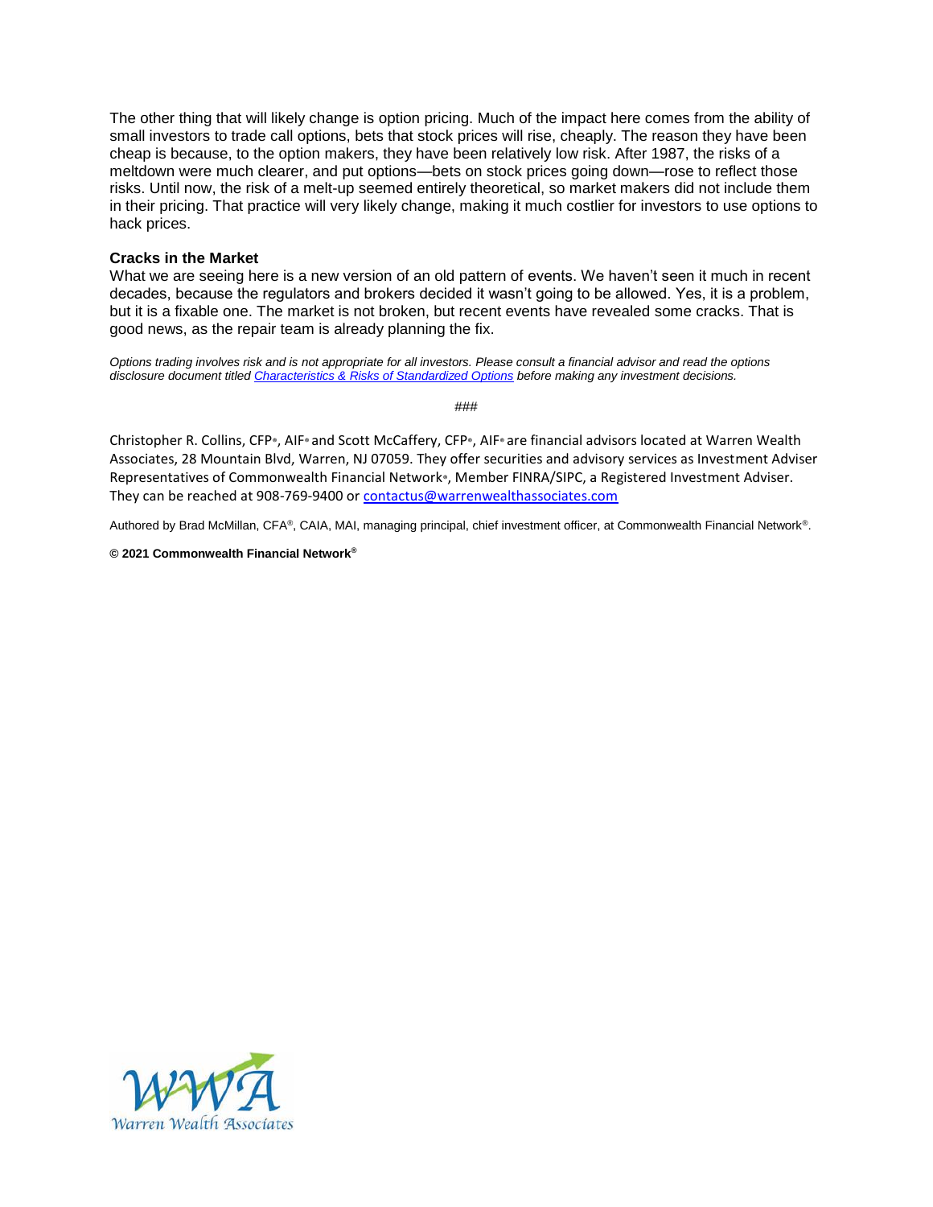The other thing that will likely change is option pricing. Much of the impact here comes from the ability of small investors to trade call options, bets that stock prices will rise, cheaply. The reason they have been cheap is because, to the option makers, they have been relatively low risk. After 1987, the risks of a meltdown were much clearer, and put options—bets on stock prices going down—rose to reflect those risks. Until now, the risk of a melt-up seemed entirely theoretical, so market makers did not include them in their pricing. That practice will very likely change, making it much costlier for investors to use options to hack prices.

### Cracks in the Market

What we are seeing here is a new version of an old pattern of events. We haven't seen it much in recent decades, because the regulators and brokers decided it wasn't going to be allowed. Yes, it is a problem, but it is a fixable one. The market is not broken, but recent events have revealed some cracks. That is good news, as the repair team is already planning the fix.

*Options trading involves risk and is not appropriate for all investors. Please consult a financial advisor and read the options disclosure document titled [Characteristics & Risks of Standardized Options] before making any investment decisions.*

###

Christopher R. Collins, CFP®, AIF® and Scott McCaffery, CFP®, AIF® are financial advisors located at Warren Wealth Associates, 28 Mountain Blvd, Warren, NJ 07059. They offer securities and advisory services as Investment Adviser Representatives of Commonwealth Financial Network®, Member FINRA/SIPC, a Registered Investment Adviser. They can be reached at 908-769-9400 or contactus@warrenwealthassociates.com

Authored by Brad McMillan, CFA®, CAIA, MAI, managing principal, chief investment officer, at Commonwealth Financial Network®.

**© 2021 Commonwealth Financial Network®**

WWA
Warren Wealth Associates